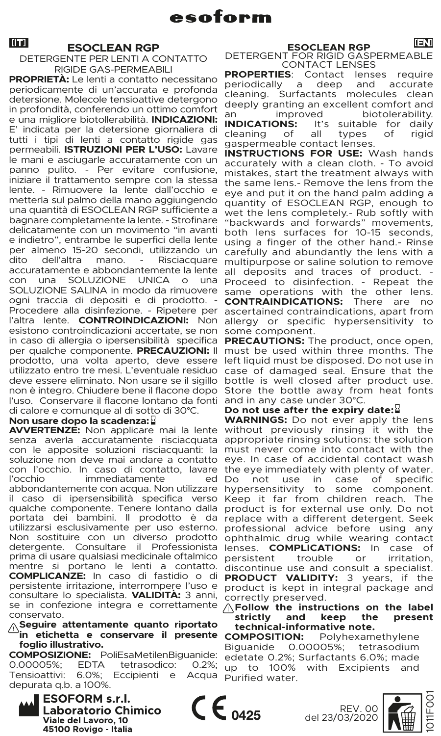# esoform

**[IT]**

## ESOCLEAN RGP

DETERGENTE PER LENTI A CONTATTO RIGIDE GAS-PERMEABILI

**PROPRIETÀ:** Le lenti a contatto necessitano periodicamente di un'accurata e profonda detersione. Molecole tensioattive detergono in profondità, conferendo un ottimo comfort e una migliore biotollerabilità. **INDICAZIONI:** E' indicata per la detersione giornaliera di tutti i tipi di lenti a contatto rigide gas permeabili. **ISTRUZIONI PER L'USO:** Lavare le mani e asciugarle accuratamente con un panno pulito. - Per evitare confusione, iniziare il trattamento sempre con la stessa lente. - Rimuovere la lente dall'occhio e metterla sul palmo della mano aggiungendo una quantità di ESOCLEAN RGP sufficiente a bagnare completamente la lente. - Strofinare delicatamente con un movimento "in avanti e indietro", entrambe le superfici della lente per almeno 15-20 secondi, utilizzando un dito dell'altra mano. - Risciacquare accuratamente e abbondantemente la lente con una SOLUZIONE UNICA o una SOLUZIONE SALINA in modo da rimuovere ogni traccia di depositi e di prodotto. - Procedere alla disinfezione. - Ripetere per l'altra lente. **CONTROINDICAZIONI:** Non esistono controindicazioni accertate, se non in caso di allergia o ipersensibilità specifica per qualche componente. **PRECAUZIONI:** Il prodotto, una volta aperto, deve essere utilizzato entro tre mesi. L'eventuale residuo deve essere eliminato. Non usare se il sigillo non è integro. Chiudere bene il flacone dopo l'uso. Conservare il flacone lontano da fonti di calore e comunque al di sotto di 30°C.

**Non usare dopo la scadenza:**

**AVVERTENZE:** Non applicare mai la lente senza averla accuratamente risciacquata con le apposite soluzioni risciacquanti: la soluzione non deve mai andare a contatto con l'occhio. In caso di contatto, lavare l'occhio immediatamente ed abbondantemente con acqua. Non utilizzare il caso di ipersensibilità specifica verso qualche componente. Tenere lontano dalla portata dei bambini. Il prodotto è da utilizzarsi esclusivamente per uso esterno. Non sostituire con un diverso prodotto detergente. Consultare il Professionista prima di usare qualsiasi medicinale oftalmico mentre si portano le lenti a contatto. **COMPLICANZE:** In caso di fastidio o di persistente irritazione, interrompere l'uso e consultare lo specialista. **VALIDITÀ:** 3 anni, se in confezione integra e correttamente conservato.

⚠ **Seguire attentamente quanto riportato in etichetta e conservare il presente foglio illustrativo.**

**COMPOSIZIONE:** PoliEsaMetilenBiguanide: 0.00005%; EDTA tetrasodico: 0.2%; Tensioattivi: 6.0%; Eccipienti e Acqua depurata q.b. a 100%.

**[EN]**

## ESOCLEAN RGP

DETERGENT FOR RIGID GASPERMEABLE CONTACT LENSES

**PROPERTIES**: Contact lenses require periodically a deep and accurate cleaning. Surfactants molecules clean deeply granting an excellent comfort and an improved biotolerability. **INDICATIONS:** It's suitable for daily cleaning of all types of rigid gaspermeable contact lenses.

**INSTRUCTIONS FOR USE:** Wash hands accurately with a clean cloth. - To avoid mistakes, start the treatment always with the same lens.- Remove the lens from the eye and put it on the hand palm adding a quantity of ESOCLEAN RGP, enough to wet the lens completely.- Rub softly with "backwards and forwards" movements, both lens surfaces for 10-15 seconds, using a finger of the other hand.- Rinse carefully and abundantly the lens with a multipurpose or saline solution to remove all deposits and traces of product. - Proceed to disinfection. - Repeat the same operations with the other lens. **CONTRAINDICATIONS:** There are no ascertained contraindications, apart from allergy or specific hypersensitivity to some component.

**PRECAUTIONS:** The product, once open, must be used within three months. The left liquid must be disposed. Do not use in case of damaged seal. Ensure that the bottle is well closed after product use. Store the bottle away from heat fonts and in any case under 30°C.

**Do not use after the expiry date:**

**WARNINGS:** Do not ever apply the lens without previously rinsing it with the appropriate rinsing solutions: the solution must never come into contact with the eye. In case of accidental contact wash the eye immediately with plenty of water. Do not use in case of specific hypersensitivity to some component. Keep it far from children reach. The product is for external use only. Do not replace with a different detergent. Seek professional advice before using any ophthalmic drug while wearing contact lenses. **COMPLICATIONS:** In case of persistent trouble or irritation, discontinue use and consult a specialist. **PRODUCT VALIDITY:** 3 years, if the product is kept in integral package and correctly preserved.

⚠ **Follow the instructions on the label strictly and keep the present technical-informative note.**

**COMPOSITION:** Polyhexamethylene Biguanide 0.00005%; tetrasodium edetate 0.2%; Surfactants 6.0%; made up to 100% with Excipients and Purified water.

**ESOFORM s.r.l.**
**Laboratorio Chimico**
Viale del Lavoro, 10
45100 Rovigo - Italia

CE 0425

REV. 00
del 23/03/2020

1011F001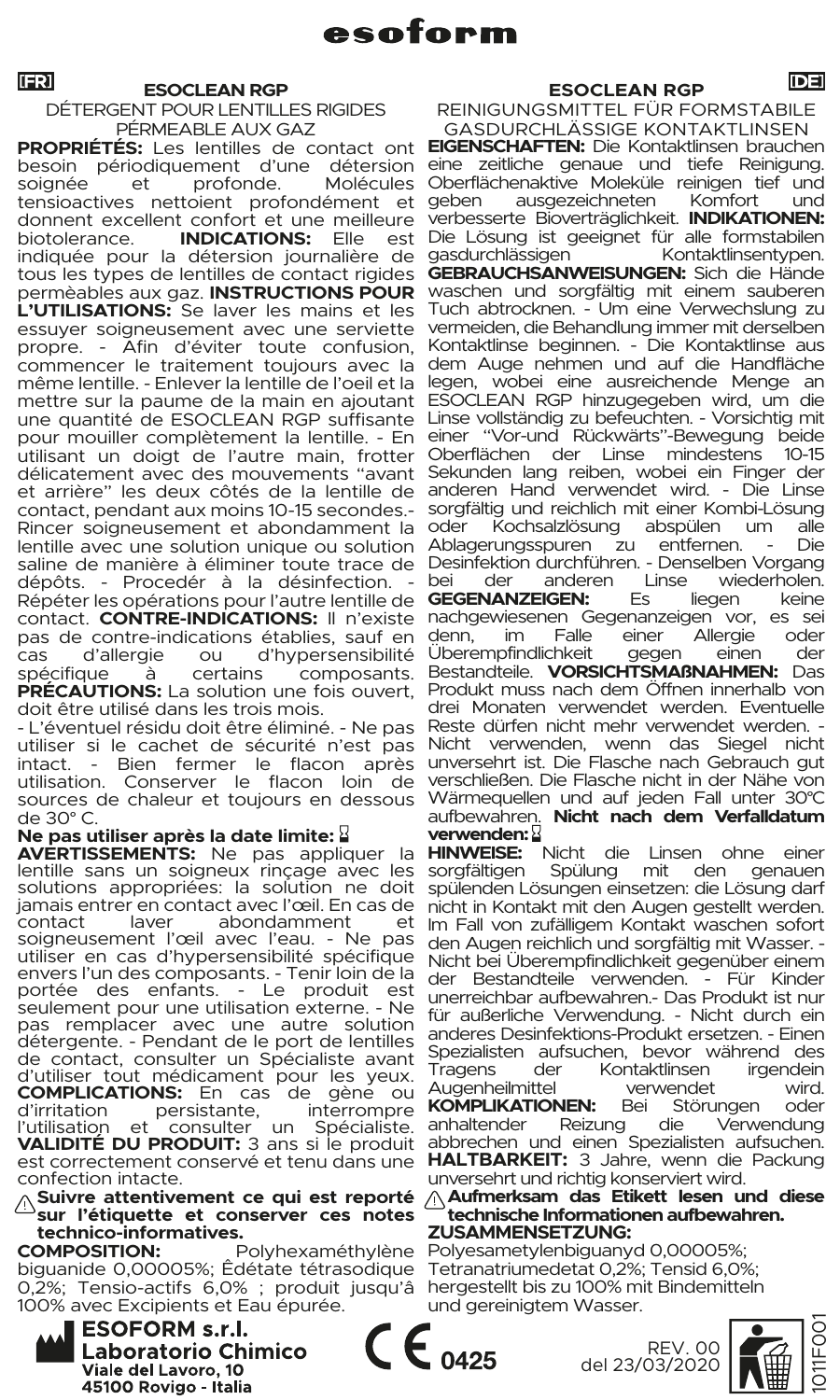# esoform

## [FR] ESOCLEAN RGP

DÉTERGENT POUR LENTILLES RIGIDES PÉRMEABLE AUX GAZ

**PROPRIÉTÉS:** Les lentilles de contact ont besoin périodiquement d'une détersion soignée et profonde. Molécules tensioactives nettoient profondément et donnent excellent confort et une meilleure biotolerance. **INDICATIONS:** Elle est indiquée pour la détersion journalière de tous les types de lentilles de contact rigides permèables aux gaz. **INSTRUCTIONS POUR L'UTILISATIONS:** Se laver les mains et les essuyer soigneusement avec une serviette propre. - Afin d'éviter toute confusion, commencer le traitement toujours avec la même lentille. - Enlever la lentille de l'oeil et la mettre sur la paume de la main en ajoutant une quantité de ESOCLEAN RGP suffisante pour mouiller complètement la lentille. - En utilisant un doigt de l'autre main, frotter délicatement avec des mouvements "avant et arrière" les deux côtés de la lentille de contact, pendant aux moins 10-15 secondes.- Rincer soigneusement et abondamment la lentille avec une solution unique ou solution saline de manière à éliminer toute trace de dépôts. - Procéder à la désinfection. - Répéter les opérations pour l'autre lentille de contact. **CONTRE-INDICATIONS:** Il n'existe pas de contre-indications établies, sauf en cas d'allergie ou d'hypersensibilité spécifique à certains composants. **PRÉCAUTIONS:** La solution une fois ouvert, doit être utilisé dans les trois mois.
- L'éventuel résidu doit être éliminé. - Ne pas utiliser si le cachet de sécurité n'est pas intact. - Bien fermer le flacon après utilisation. Conserver le flacon loin de sources de chaleur et toujours en dessous de 30° C.

**Ne pas utiliser après la date limite:**

**AVERTISSEMENTS:** Ne pas appliquer la lentille sans un soigneux rinçage avec les solutions appropriées: la solution ne doit jamais entrer en contact avec l'œil. En cas de contact laver abondamment et soigneusement l'œil avec l'eau. - Ne pas utiliser en cas d'hypersensibilité spécifique envers l'un des composants. - Tenir loin de la portée des enfants. - Le produit est seulement pour une utilisation externe. - Ne pas remplacer avec une autre solution détergente. - Pendant de le port de lentilles de contact, consulter un Spécialiste avant d'utiliser tout médicament pour les yeux. **COMPLICATIONS:** En cas de gène ou d'irritation persistante, interrompre l'utilisation et consulter un Spécialiste. **VALIDITÉ DU PRODUIT:** 3 ans si le produit est correctement conservé et tenu dans une confection intacte.

⚠ **Suivre attentivement ce qui est reporté sur l'étiquette et conserver ces notes technico-informatives.**

**COMPOSITION:** Polyhexaméthylène biguanide 0,00005%; Êdétate tétrasodique 0,2%; Tensio-actifs 6,0% ; produit jusqu'à 100% avec Excipients et Eau épurée.

## [DE] ESOCLEAN RGP

REINIGUNGSMITTEL FÜR FORMSTABILE GASDURCHLÄSSIGE KONTAKTLINSEN

**EIGENSCHAFTEN:** Die Kontaktlinsen brauchen eine zeitliche genaue und tiefe Reinigung. Oberflächenaktive Moleküle reinigen tief und geben ausgezeichneten Komfort und verbesserte Bioverträglichkeit. **INDIKATIONEN:** Die Lösung ist geeignet für alle formstabilen gasdurchlässigen Kontaktlinsentypen. **GEBRAUCHSANWEISUNGEN:** Sich die Hände waschen und sorgfältig mit einem sauberen Tuch abtrocknen. - Um eine Verwechslung zu vermeiden, die Behandlung immer mit derselben Kontaktlinse beginnen. - Die Kontaktlinse aus dem Auge nehmen und auf die Handfläche legen, wobei eine ausreichende Menge an ESOCLEAN RGP hinzugegeben wird, um die Linse vollständig zu befeuchten. - Vorsichtig mit einer "Vor-und Rückwärts"-Bewegung beide Oberflächen der Linse mindestens 10-15 Sekunden lang reiben, wobei ein Finger der anderen Hand verwendet wird. - Die Linse sorgfältig und reichlich mit einer Kombi-Lösung oder Kochsalzlösung abspülen um alle Ablagerungsspuren zu entfernen. - Die Desinfektion durchführen. - Denselben Vorgang bei der anderen Linse wiederholen. **GEGENANZEIGEN:** Es liegen keine nachgewiesenen Gegenanzeigen vor, es sei denn, im Falle einer Allergie oder Überempfindlichkeit gegen einen der Bestandteile. **VORSICHTSMAßNAHMEN:** Das Produkt muss nach dem Öffnen innerhalb von drei Monaten verwendet werden. Eventuelle Reste dürfen nicht mehr verwendet werden. - Nicht verwenden, wenn das Siegel nicht unversehrt ist. Die Flasche nach Gebrauch gut verschließen. Die Flasche nicht in der Nähe von Wärmequellen und auf jeden Fall unter 30°C aufbewahren. **Nicht nach dem Verfalldatum verwenden:**

**HINWEISE:** Nicht die Linsen ohne einer sorgfältigen Spülung mit den genauen spülenden Lösungen einsetzen: die Lösung darf nicht in Kontakt mit den Augen gestellt werden. Im Fall von zufälligem Kontakt waschen sofort den Augen reichlich und sorgfältig mit Wasser. - Nicht bei Überempfindlichkeit gegenüber einem der Bestandteile verwenden. - Für Kinder unerreichbar aufbewahren.- Das Produkt ist nur für außerliche Verwendung. - Nicht durch ein anderes Desinfektions-Produkt ersetzen. - Einen Spezialisten aufsuchen, bevor während des Tragens der Kontaktlinsen irgendein Augenheilmittel verwendet wird. **KOMPLIKATIONEN:** Bei Störungen oder anhaltender Reizung die Verwendung abbrechen und einen Spezialisten aufsuchen. **HALTBARKEIT:** 3 Jahre, wenn die Packung unversehrt und richtig konserviert wird.

⚠ **Aufmerksam das Etikett lesen und diese technische Informationen aufbewahren.**

**ZUSAMMENSETZUNG:**
Polyesametylenbiguanyd 0,00005%; Tetranatriumedetat 0,2%; Tensid 6,0%; hergestellt bis zu 100% mit Bindemitteln und gereinigtem Wasser.

**ESOFORM s.r.l.**
**Laboratorio Chimico**
Viale del Lavoro, 10
45100 Rovigo - Italia

CE 0425

REV. 00
del 23/03/2020

1011F001